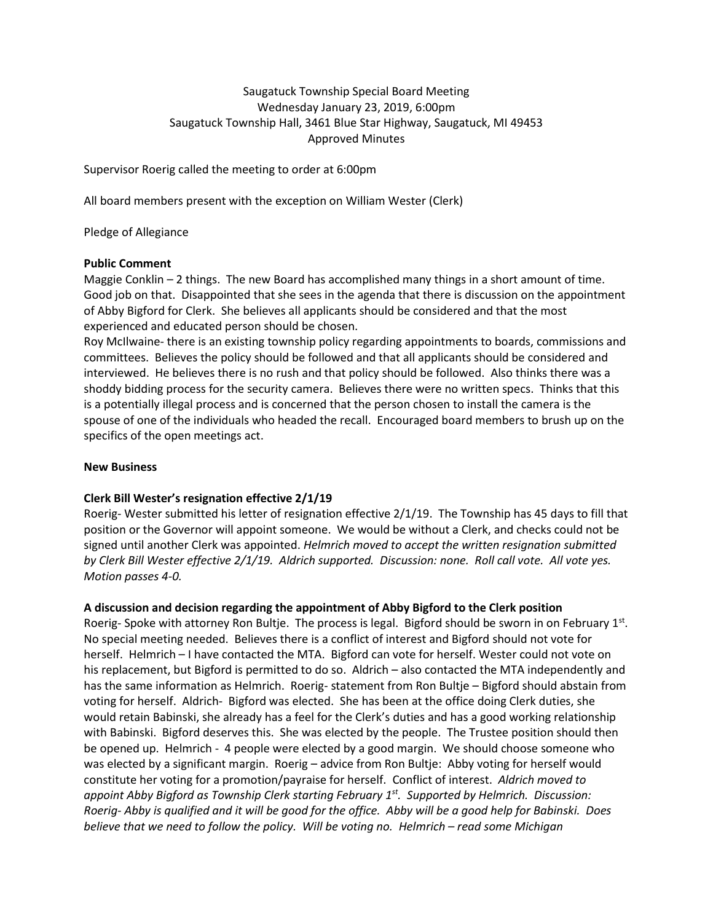Saugatuck Township Special Board Meeting
Wednesday January 23, 2019, 6:00pm
Saugatuck Township Hall, 3461 Blue Star Highway, Saugatuck, MI 49453
Approved Minutes

Supervisor Roerig called the meeting to order at 6:00pm

All board members present with the exception on William Wester (Clerk)

Pledge of Allegiance

**Public Comment**

Maggie Conklin – 2 things. The new Board has accomplished many things in a short amount of time. Good job on that. Disappointed that she sees in the agenda that there is discussion on the appointment of Abby Bigford for Clerk. She believes all applicants should be considered and that the most experienced and educated person should be chosen.

Roy McIlwaine- there is an existing township policy regarding appointments to boards, commissions and committees. Believes the policy should be followed and that all applicants should be considered and interviewed. He believes there is no rush and that policy should be followed. Also thinks there was a shoddy bidding process for the security camera. Believes there were no written specs. Thinks that this is a potentially illegal process and is concerned that the person chosen to install the camera is the spouse of one of the individuals who headed the recall. Encouraged board members to brush up on the specifics of the open meetings act.

**New Business**

**Clerk Bill Wester's resignation effective 2/1/19**

Roerig- Wester submitted his letter of resignation effective 2/1/19. The Township has 45 days to fill that position or the Governor will appoint someone. We would be without a Clerk, and checks could not be signed until another Clerk was appointed. *Helmrich moved to accept the written resignation submitted by Clerk Bill Wester effective 2/1/19. Aldrich supported. Discussion: none. Roll call vote. All vote yes. Motion passes 4-0.*

**A discussion and decision regarding the appointment of Abby Bigford to the Clerk position**

Roerig- Spoke with attorney Ron Bultje. The process is legal. Bigford should be sworn in on February 1st. No special meeting needed. Believes there is a conflict of interest and Bigford should not vote for herself. Helmrich – I have contacted the MTA. Bigford can vote for herself. Wester could not vote on his replacement, but Bigford is permitted to do so. Aldrich – also contacted the MTA independently and has the same information as Helmrich. Roerig- statement from Ron Bultje – Bigford should abstain from voting for herself. Aldrich- Bigford was elected. She has been at the office doing Clerk duties, she would retain Babinski, she already has a feel for the Clerk's duties and has a good working relationship with Babinski. Bigford deserves this. She was elected by the people. The Trustee position should then be opened up. Helmrich - 4 people were elected by a good margin. We should choose someone who was elected by a significant margin. Roerig – advice from Ron Bultje: Abby voting for herself would constitute her voting for a promotion/payraise for herself. Conflict of interest. *Aldrich moved to appoint Abby Bigford as Township Clerk starting February 1st. Supported by Helmrich. Discussion: Roerig- Abby is qualified and it will be good for the office. Abby will be a good help for Babinski. Does believe that we need to follow the policy. Will be voting no. Helmrich – read some Michigan*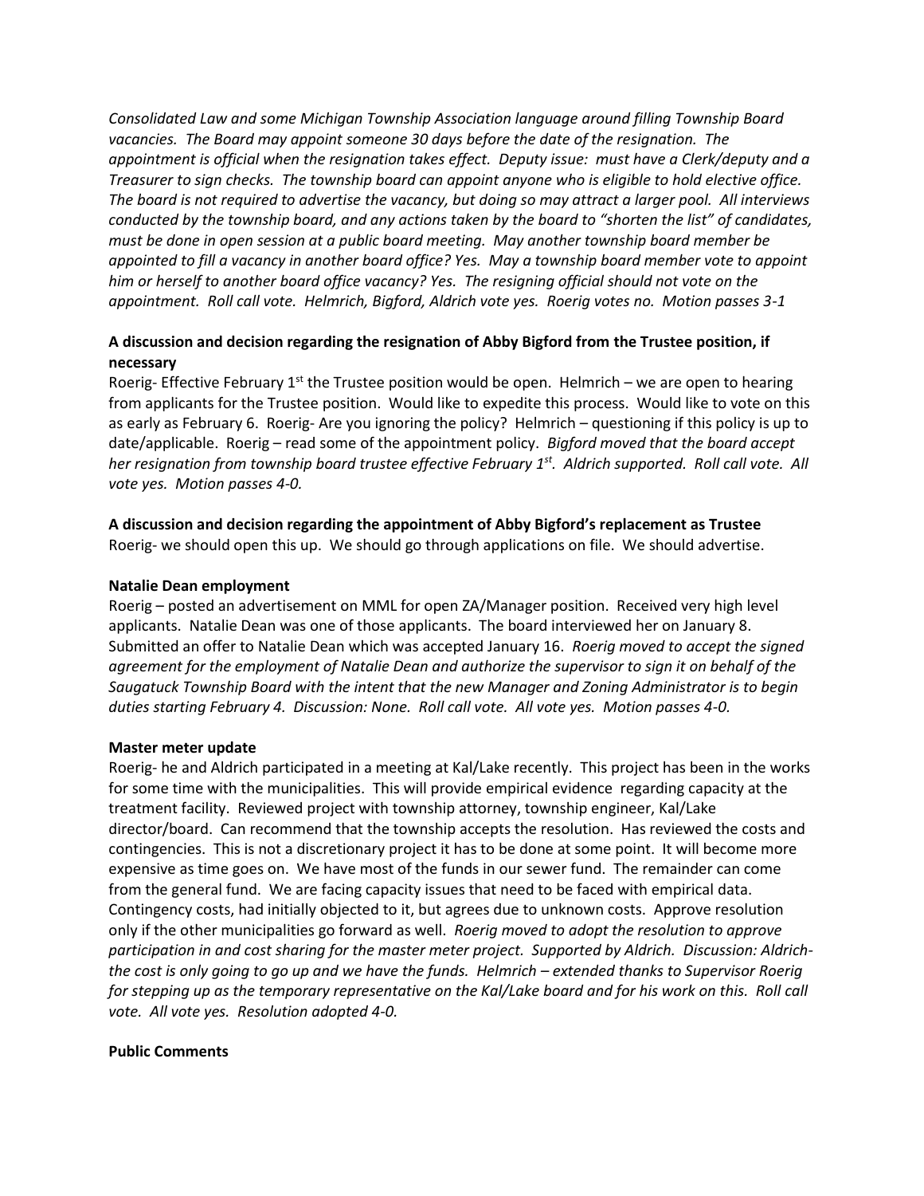*Consolidated Law and some Michigan Township Association language around filling Township Board vacancies. The Board may appoint someone 30 days before the date of the resignation. The appointment is official when the resignation takes effect. Deputy issue: must have a Clerk/deputy and a Treasurer to sign checks. The township board can appoint anyone who is eligible to hold elective office. The board is not required to advertise the vacancy, but doing so may attract a larger pool. All interviews conducted by the township board, and any actions taken by the board to "shorten the list" of candidates, must be done in open session at a public board meeting. May another township board member be appointed to fill a vacancy in another board office? Yes. May a township board member vote to appoint him or herself to another board office vacancy? Yes. The resigning official should not vote on the appointment. Roll call vote. Helmrich, Bigford, Aldrich vote yes. Roerig votes no. Motion passes 3-1*

**A discussion and decision regarding the resignation of Abby Bigford from the Trustee position, if necessary**

Roerig- Effective February 1st the Trustee position would be open. Helmrich – we are open to hearing from applicants for the Trustee position. Would like to expedite this process. Would like to vote on this as early as February 6. Roerig- Are you ignoring the policy? Helmrich – questioning if this policy is up to date/applicable. Roerig – read some of the appointment policy. *Bigford moved that the board accept her resignation from township board trustee effective February 1st. Aldrich supported. Roll call vote. All vote yes. Motion passes 4-0.*

**A discussion and decision regarding the appointment of Abby Bigford's replacement as Trustee**

Roerig- we should open this up. We should go through applications on file. We should advertise.

**Natalie Dean employment**

Roerig – posted an advertisement on MML for open ZA/Manager position. Received very high level applicants. Natalie Dean was one of those applicants. The board interviewed her on January 8. Submitted an offer to Natalie Dean which was accepted January 16. *Roerig moved to accept the signed agreement for the employment of Natalie Dean and authorize the supervisor to sign it on behalf of the Saugatuck Township Board with the intent that the new Manager and Zoning Administrator is to begin duties starting February 4. Discussion: None. Roll call vote. All vote yes. Motion passes 4-0.*

**Master meter update**

Roerig- he and Aldrich participated in a meeting at Kal/Lake recently. This project has been in the works for some time with the municipalities. This will provide empirical evidence regarding capacity at the treatment facility. Reviewed project with township attorney, township engineer, Kal/Lake director/board. Can recommend that the township accepts the resolution. Has reviewed the costs and contingencies. This is not a discretionary project it has to be done at some point. It will become more expensive as time goes on. We have most of the funds in our sewer fund. The remainder can come from the general fund. We are facing capacity issues that need to be faced with empirical data. Contingency costs, had initially objected to it, but agrees due to unknown costs. Approve resolution only if the other municipalities go forward as well. *Roerig moved to adopt the resolution to approve participation in and cost sharing for the master meter project. Supported by Aldrich. Discussion: Aldrich- the cost is only going to go up and we have the funds. Helmrich – extended thanks to Supervisor Roerig for stepping up as the temporary representative on the Kal/Lake board and for his work on this. Roll call vote. All vote yes. Resolution adopted 4-0.*

**Public Comments**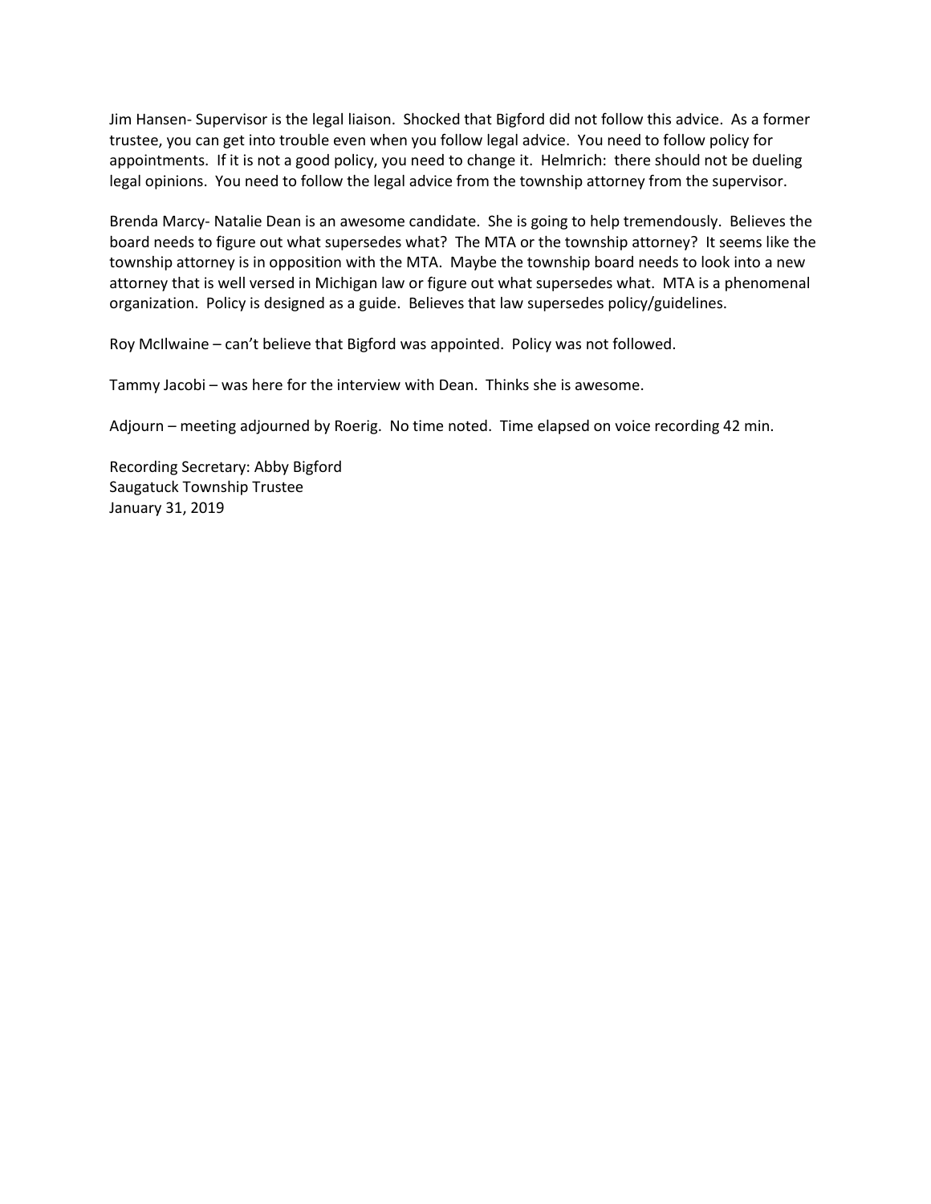Jim Hansen- Supervisor is the legal liaison. Shocked that Bigford did not follow this advice. As a former trustee, you can get into trouble even when you follow legal advice. You need to follow policy for appointments. If it is not a good policy, you need to change it. Helmrich: there should not be dueling legal opinions. You need to follow the legal advice from the township attorney from the supervisor.

Brenda Marcy- Natalie Dean is an awesome candidate. She is going to help tremendously. Believes the board needs to figure out what supersedes what? The MTA or the township attorney? It seems like the township attorney is in opposition with the MTA. Maybe the township board needs to look into a new attorney that is well versed in Michigan law or figure out what supersedes what. MTA is a phenomenal organization. Policy is designed as a guide. Believes that law supersedes policy/guidelines.

Roy McIlwaine – can't believe that Bigford was appointed. Policy was not followed.

Tammy Jacobi – was here for the interview with Dean. Thinks she is awesome.

Adjourn – meeting adjourned by Roerig. No time noted. Time elapsed on voice recording 42 min.

Recording Secretary: Abby Bigford
Saugatuck Township Trustee
January 31, 2019